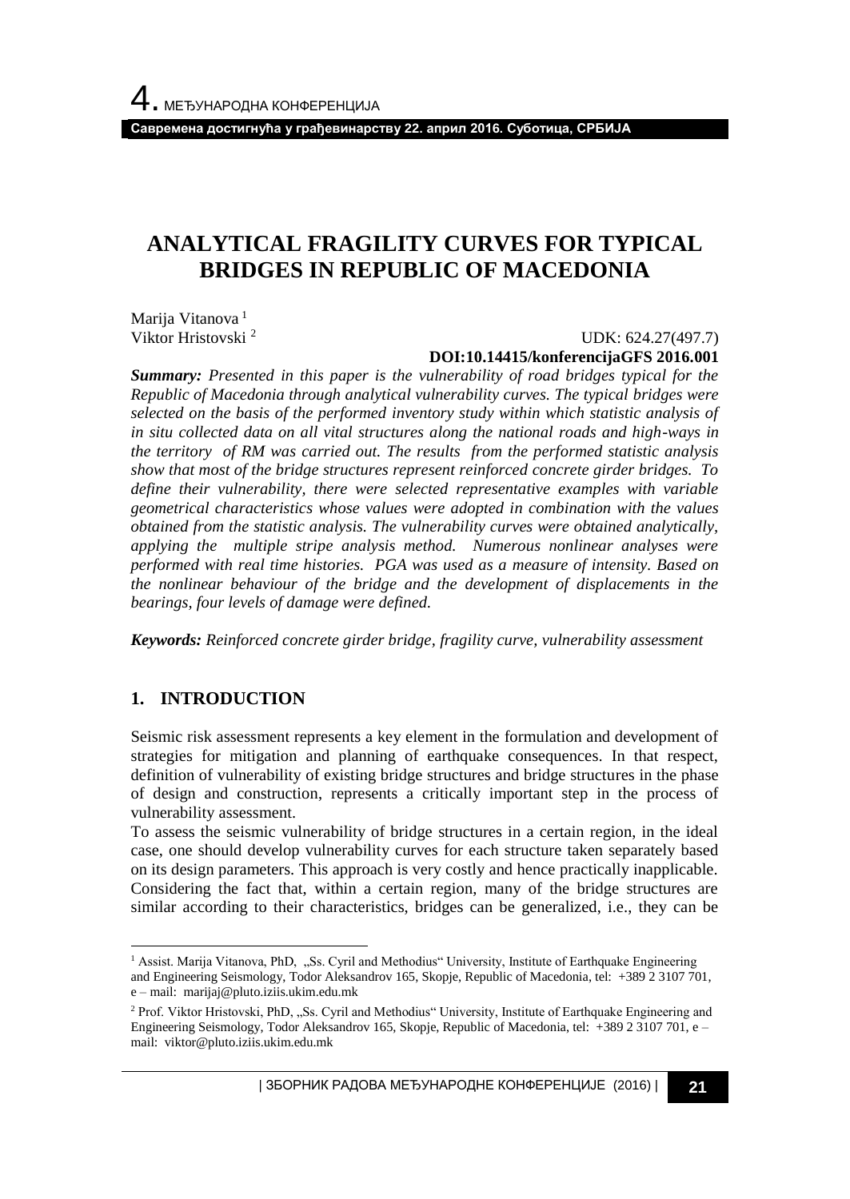# ANALYTICAL FRAGILITY CURVES FOR TYPICAL BRIDGES IN REPUBLIC OF MACEDONIA

Marija Vitanova [1]
Viktor Hristovski [2]

UDK: 624.27(497.7)
**DOI:10.14415/konferencijaGFS 2016.001**

***Summary:*** *Presented in this paper is the vulnerability of road bridges typical for the Republic of Macedonia through analytical vulnerability curves. The typical bridges were selected on the basis of the performed inventory study within which statistic analysis of in situ collected data on all vital structures along the national roads and high-ways in the territory of RM was carried out. The results from the performed statistic analysis show that most of the bridge structures represent reinforced concrete girder bridges. To define their vulnerability, there were selected representative examples with variable geometrical characteristics whose values were adopted in combination with the values obtained from the statistic analysis. The vulnerability curves were obtained analytically, applying the multiple stripe analysis method. Numerous nonlinear analyses were performed with real time histories. PGA was used as a measure of intensity. Based on the nonlinear behaviour of the bridge and the development of displacements in the bearings, four levels of damage were defined.*

***Keywords:*** *Reinforced concrete girder bridge, fragility curve, vulnerability assessment*

## 1. INTRODUCTION

Seismic risk assessment represents a key element in the formulation and development of strategies for mitigation and planning of earthquake consequences. In that respect, definition of vulnerability of existing bridge structures and bridge structures in the phase of design and construction, represents a critically important step in the process of vulnerability assessment.

To assess the seismic vulnerability of bridge structures in a certain region, in the ideal case, one should develop vulnerability curves for each structure taken separately based on its design parameters. This approach is very costly and hence practically inapplicable. Considering the fact that, within a certain region, many of the bridge structures are similar according to their characteristics, bridges can be generalized, i.e., they can be

---

[1] Assist. Marija Vitanova, PhD, „Ss. Cyril and Methodius" University, Institute of Earthquake Engineering and Engineering Seismology, Todor Aleksandrov 165, Skopje, Republic of Macedonia, tel: +389 2 3107 701, e – mail: marijaj@pluto.iziis.ukim.edu.mk

[2] Prof. Viktor Hristovski, PhD, „Ss. Cyril and Methodius" University, Institute of Earthquake Engineering and Engineering Seismology, Todor Aleksandrov 165, Skopje, Republic of Macedonia, tel: +389 2 3107 701, e – mail: viktor@pluto.iziis.ukim.edu.mk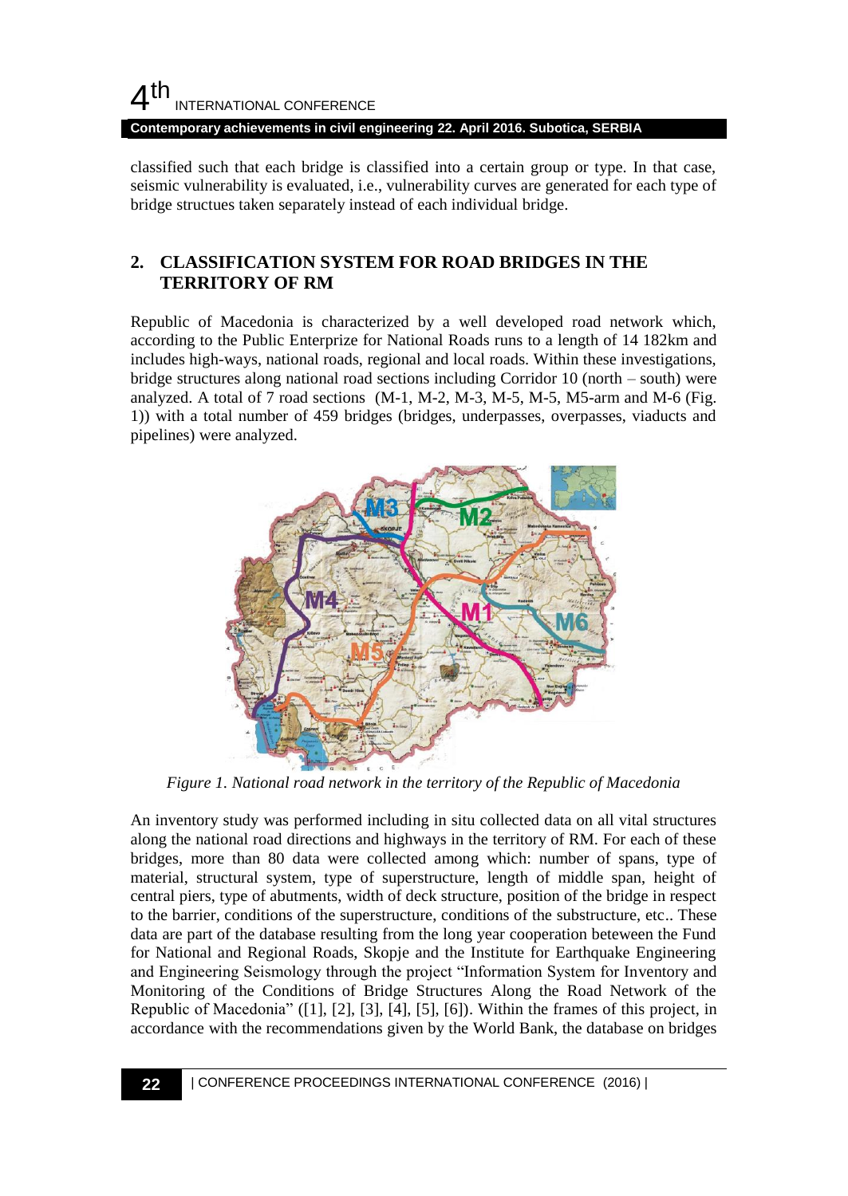classified such that each bridge is classified into a certain group or type. In that case, seismic vulnerability is evaluated, i.e., vulnerability curves are generated for each type of bridge structues taken separately instead of each individual bridge.

## 2. CLASSIFICATION SYSTEM FOR ROAD BRIDGES IN THE TERRITORY OF RM

Republic of Macedonia is characterized by a well developed road network which, according to the Public Enterprize for National Roads runs to a length of 14 182km and includes high-ways, national roads, regional and local roads. Within these investigations, bridge structures along national road sections including Corridor 10 (north – south) were analyzed. A total of 7 road sections (M-1, M-2, M-3, M-5, M-5, M5-arm and M-6 (Fig. 1)) with a total number of 459 bridges (bridges, underpasses, overpasses, viaducts and pipelines) were analyzed.

*Figure 1. National road network in the territory of the Republic of Macedonia*

An inventory study was performed including in situ collected data on all vital structures along the national road directions and highways in the territory of RM. For each of these bridges, more than 80 data were collected among which: number of spans, type of material, structural system, type of superstructure, length of middle span, height of central piers, type of abutments, width of deck structure, position of the bridge in respect to the barrier, conditions of the superstructure, conditions of the substructure, etc.. These data are part of the database resulting from the long year cooperation beteween the Fund for National and Regional Roads, Skopje and the Institute for Earthquake Engineering and Engineering Seismology through the project "Information System for Inventory and Monitoring of the Conditions of Bridge Structures Along the Road Network of the Republic of Macedonia" ([1], [2], [3], [4], [5], [6]). Within the frames of this project, in accordance with the recommendations given by the World Bank, the database on bridges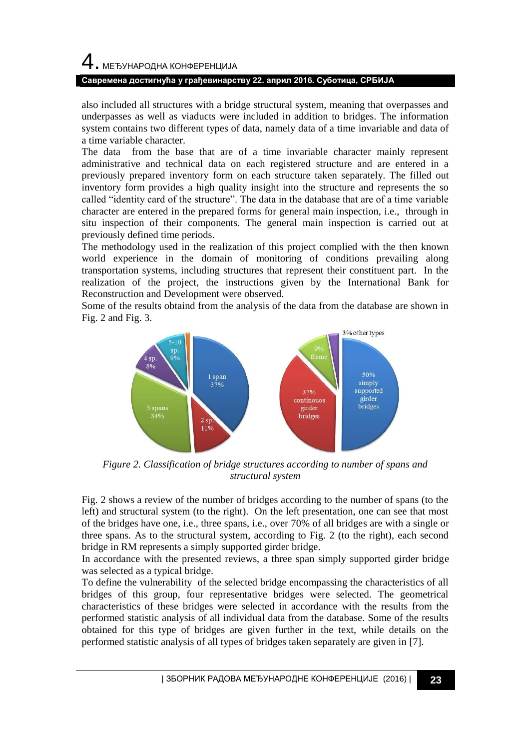also included all structures with a bridge structural system, meaning that overpasses and underpasses as well as viaducts were included in addition to bridges. The information system contains two different types of data, namely data of a time invariable and data of a time variable character.

The data from the base that are of a time invariable character mainly represent administrative and technical data on each registered structure and are entered in a previously prepared inventory form on each structure taken separately. The filled out inventory form provides a high quality insight into the structure and represents the so called "identity card of the structure". The data in the database that are of a time variable character are entered in the prepared forms for general main inspection, i.e., through in situ inspection of their components. The general main inspection is carried out at previously defined time periods.

The methodology used in the realization of this project complied with the then known world experience in the domain of monitoring of conditions prevailing along transportation systems, including structures that represent their constituent part. In the realization of the project, the instructions given by the International Bank for Reconstruction and Development were observed.

Some of the results obtaind from the analysis of the data from the database are shown in Fig. 2 and Fig. 3.

*Figure 2. Classification of bridge structures according to number of spans and structural system*

Fig. 2 shows a review of the number of bridges according to the number of spans (to the left) and structural system (to the right). On the left presentation, one can see that most of the bridges have one, i.e., three spans, i.e., over 70% of all bridges are with a single or three spans. As to the structural system, according to Fig. 2 (to the right), each second bridge in RM represents a simply supported girder bridge.

In accordance with the presented reviews, a three span simply supported girder bridge was selected as a typical bridge.

To define the vulnerability of the selected bridge encompassing the characteristics of all bridges of this group, four representative bridges were selected. The geometrical characteristics of these bridges were selected in accordance with the results from the performed statistic analysis of all individual data from the database. Some of the results obtained for this type of bridges are given further in the text, while details on the performed statistic analysis of all types of bridges taken separately are given in [7].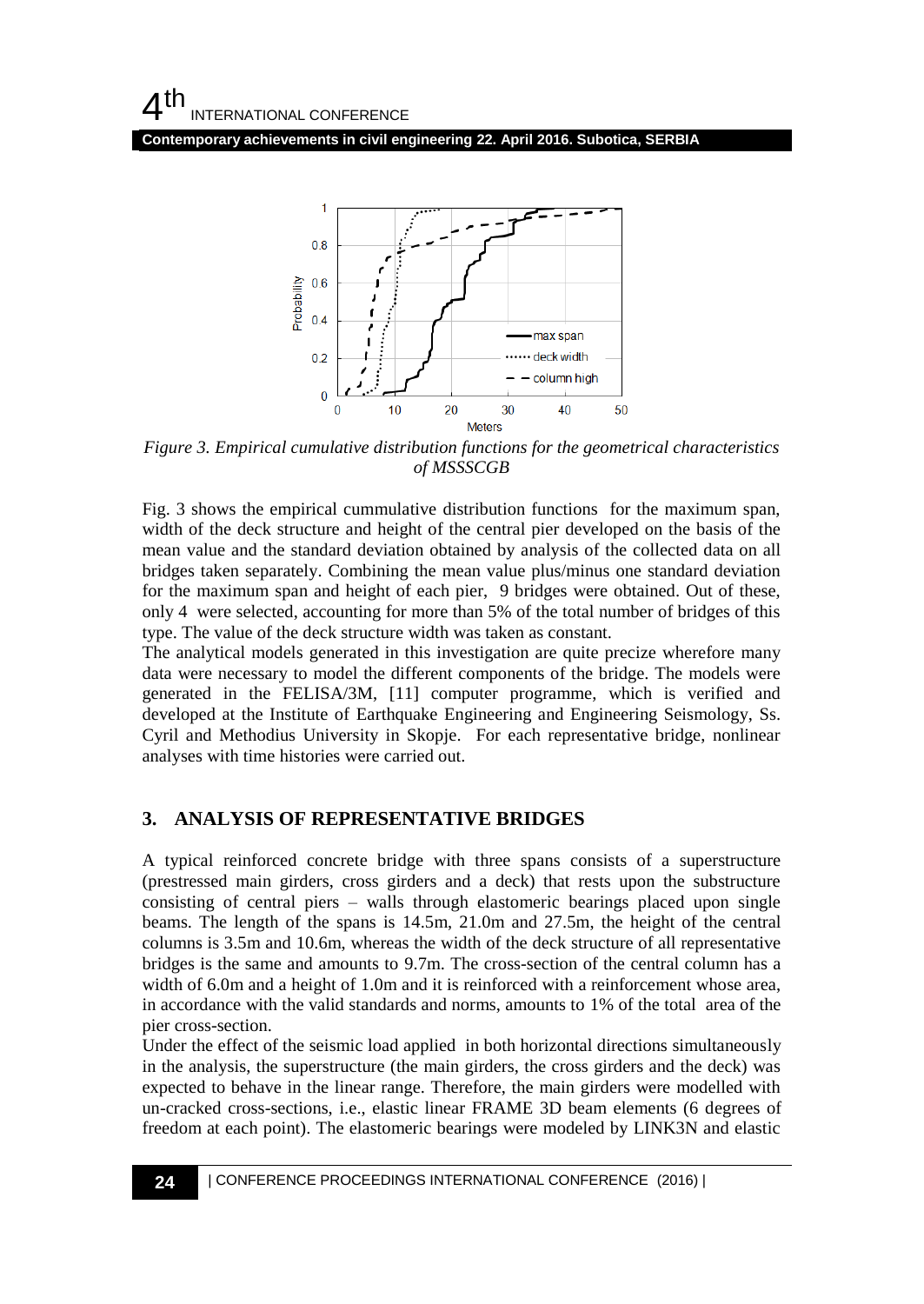*Figure 3. Empirical cumulative distribution functions for the geometrical characteristics of MSSSCGB*

Fig. 3 shows the empirical cummulative distribution functions for the maximum span, width of the deck structure and height of the central pier developed on the basis of the mean value and the standard deviation obtained by analysis of the collected data on all bridges taken separately. Combining the mean value plus/minus one standard deviation for the maximum span and height of each pier, 9 bridges were obtained. Out of these, only 4 were selected, accounting for more than 5% of the total number of bridges of this type. The value of the deck structure width was taken as constant.

The analytical models generated in this investigation are quite precize wherefore many data were necessary to model the different components of the bridge. The models were generated in the FELISA/3M, [11] computer programme, which is verified and developed at the Institute of Earthquake Engineering and Engineering Seismology, Ss. Cyril and Methodius University in Skopje. For each representative bridge, nonlinear analyses with time histories were carried out.

## 3. ANALYSIS OF REPRESENTATIVE BRIDGES

A typical reinforced concrete bridge with three spans consists of a superstructure (prestressed main girders, cross girders and a deck) that rests upon the substructure consisting of central piers – walls through elastomeric bearings placed upon single beams. The length of the spans is 14.5m, 21.0m and 27.5m, the height of the central columns is 3.5m and 10.6m, whereas the width of the deck structure of all representative bridges is the same and amounts to 9.7m. The cross-section of the central column has a width of 6.0m and a height of 1.0m and it is reinforced with a reinforcement whose area, in accordance with the valid standards and norms, amounts to 1% of the total area of the pier cross-section.

Under the effect of the seismic load applied in both horizontal directions simultaneously in the analysis, the superstructure (the main girders, the cross girders and the deck) was expected to behave in the linear range. Therefore, the main girders were modelled with un-cracked cross-sections, i.e., elastic linear FRAME 3D beam elements (6 degrees of freedom at each point). The elastomeric bearings were modeled by LINK3N and elastic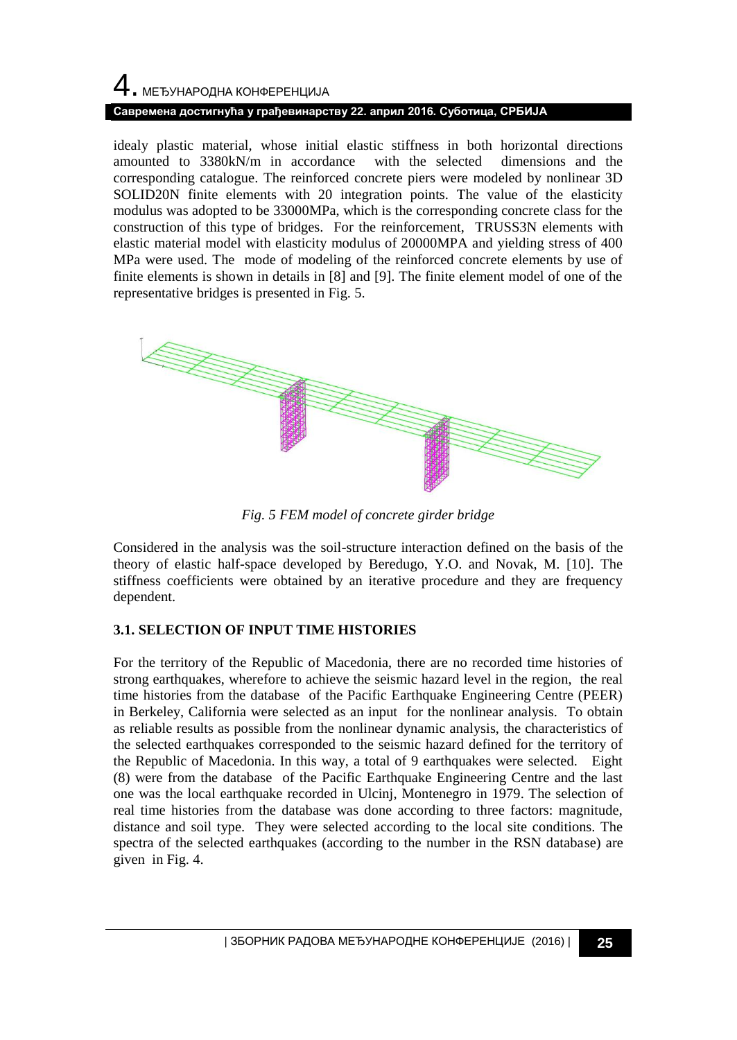idealy plastic material, whose initial elastic stiffness in both horizontal directions amounted to 3380kN/m in accordance with the selected dimensions and the corresponding catalogue. The reinforced concrete piers were modeled by nonlinear 3D SOLID20N finite elements with 20 integration points. The value of the elasticity modulus was adopted to be 33000MPa, which is the corresponding concrete class for the construction of this type of bridges. For the reinforcement, TRUSS3N elements with elastic material model with elasticity modulus of 20000MPA and yielding stress of 400 MPa were used. The mode of modeling of the reinforced concrete elements by use of finite elements is shown in details in [8] and [9]. The finite element model of one of the representative bridges is presented in Fig. 5.

*Fig. 5 FEM model of concrete girder bridge*

Considered in the analysis was the soil-structure interaction defined on the basis of the theory of elastic half-space developed by Beredugo, Y.O. and Novak, M. [10]. The stiffness coefficients were obtained by an iterative procedure and they are frequency dependent.

### 3.1. SELECTION OF INPUT TIME HISTORIES

For the territory of the Republic of Macedonia, there are no recorded time histories of strong earthquakes, wherefore to achieve the seismic hazard level in the region, the real time histories from the database of the Pacific Earthquake Engineering Centre (PEER) in Berkeley, California were selected as an input for the nonlinear analysis. To obtain as reliable results as possible from the nonlinear dynamic analysis, the characteristics of the selected earthquakes corresponded to the seismic hazard defined for the territory of the Republic of Macedonia. In this way, a total of 9 earthquakes were selected. Eight (8) were from the database of the Pacific Earthquake Engineering Centre and the last one was the local earthquake recorded in Ulcinj, Montenegro in 1979. The selection of real time histories from the database was done according to three factors: magnitude, distance and soil type. They were selected according to the local site conditions. The spectra of the selected earthquakes (according to the number in the RSN database) are given in Fig. 4.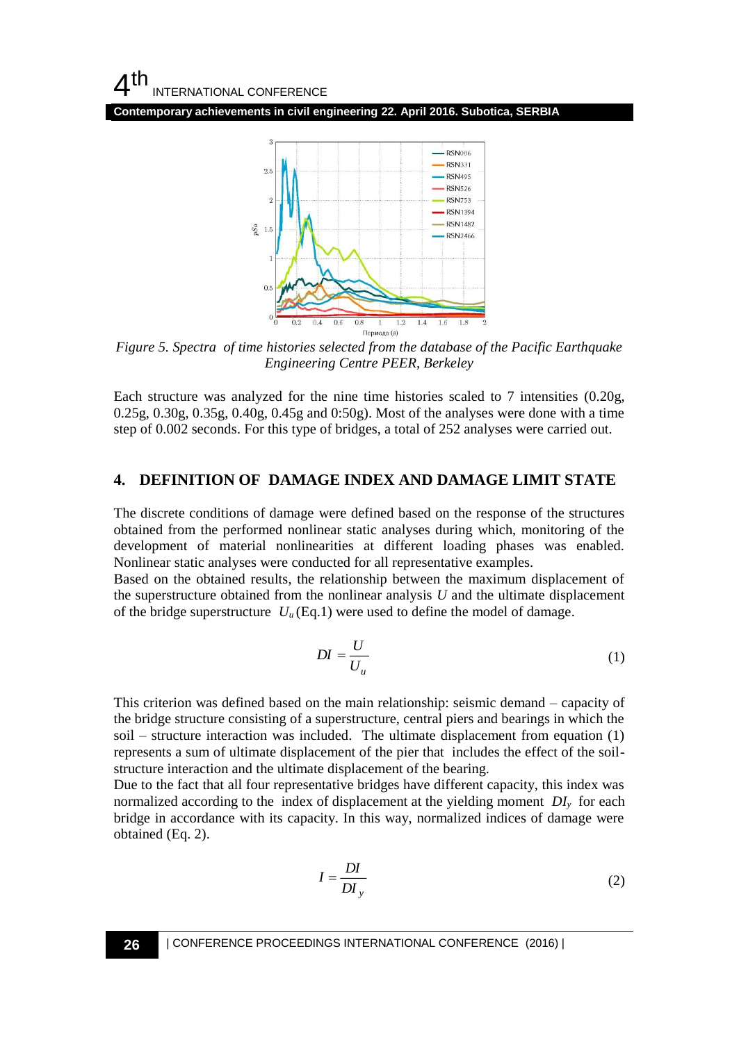*Figure 5. Spectra of time histories selected from the database of the Pacific Earthquake Engineering Centre PEER, Berkeley*

Each structure was analyzed for the nine time histories scaled to 7 intensities (0.20g, 0.25g, 0.30g, 0.35g, 0.40g, 0.45g and 0:50g). Most of the analyses were done with a time step of 0.002 seconds. For this type of bridges, a total of 252 analyses were carried out.

## 4. DEFINITION OF DAMAGE INDEX AND DAMAGE LIMIT STATE

The discrete conditions of damage were defined based on the response of the structures obtained from the performed nonlinear static analyses during which, monitoring of the development of material nonlinearities at different loading phases was enabled. Nonlinear static analyses were conducted for all representative examples.

Based on the obtained results, the relationship between the maximum displacement of the superstructure obtained from the nonlinear analysis $U$ and the ultimate displacement of the bridge superstructure $U_u$ (Eq.1) were used to define the model of damage.

$$DI = \frac{U}{U_u} \tag{1}$$

This criterion was defined based on the main relationship: seismic demand – capacity of the bridge structure consisting of a superstructure, central piers and bearings in which the soil – structure interaction was included. The ultimate displacement from equation (1) represents a sum of ultimate displacement of the pier that includes the effect of the soil-structure interaction and the ultimate displacement of the bearing.

Due to the fact that all four representative bridges have different capacity, this index was normalized according to the index of displacement at the yielding moment $DI_y$ for each bridge in accordance with its capacity. In this way, normalized indices of damage were obtained (Eq. 2).

$$I = \frac{DI}{DI_y} \tag{2}$$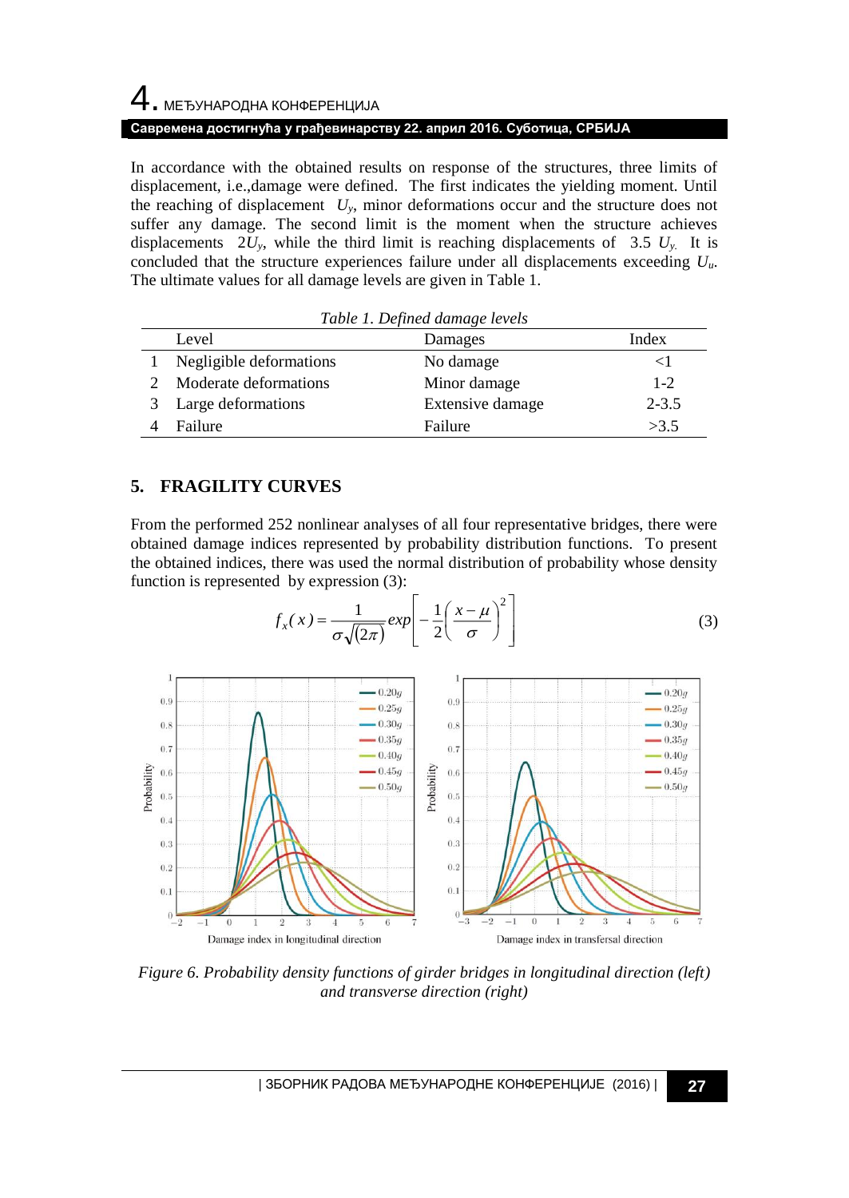In accordance with the obtained results on response of the structures, three limits of displacement, i.e.,damage were defined. The first indicates the yielding moment. Until the reaching of displacement $U_y$, minor deformations occur and the structure does not suffer any damage. The second limit is the moment when the structure achieves displacements $2U_y$, while the third limit is reaching displacements of $3.5\ U_y$. It is concluded that the structure experiences failure under all displacements exceeding $U_u$. The ultimate values for all damage levels are given in Table 1.

*Table 1. Defined damage levels*

| | Level | Damages | Index |
|---|---|---|---|
| 1 | Negligible deformations | No damage | <1 |
| 2 | Moderate deformations | Minor damage | 1-2 |
| 3 | Large deformations | Extensive damage | 2-3.5 |
| 4 | Failure | Failure | >3.5 |

## 5. FRAGILITY CURVES

From the performed 252 nonlinear analyses of all four representative bridges, there were obtained damage indices represented by probability distribution functions. To present the obtained indices, there was used the normal distribution of probability whose density function is represented by expression (3):

$$f_x(x) = \frac{1}{\sigma\sqrt{(2\pi)}} exp\left[-\frac{1}{2}\left(\frac{x-\mu}{\sigma}\right)^2\right] \tag{3}$$

*Figure 6. Probability density functions of girder bridges in longitudinal direction (left) and transverse direction (right)*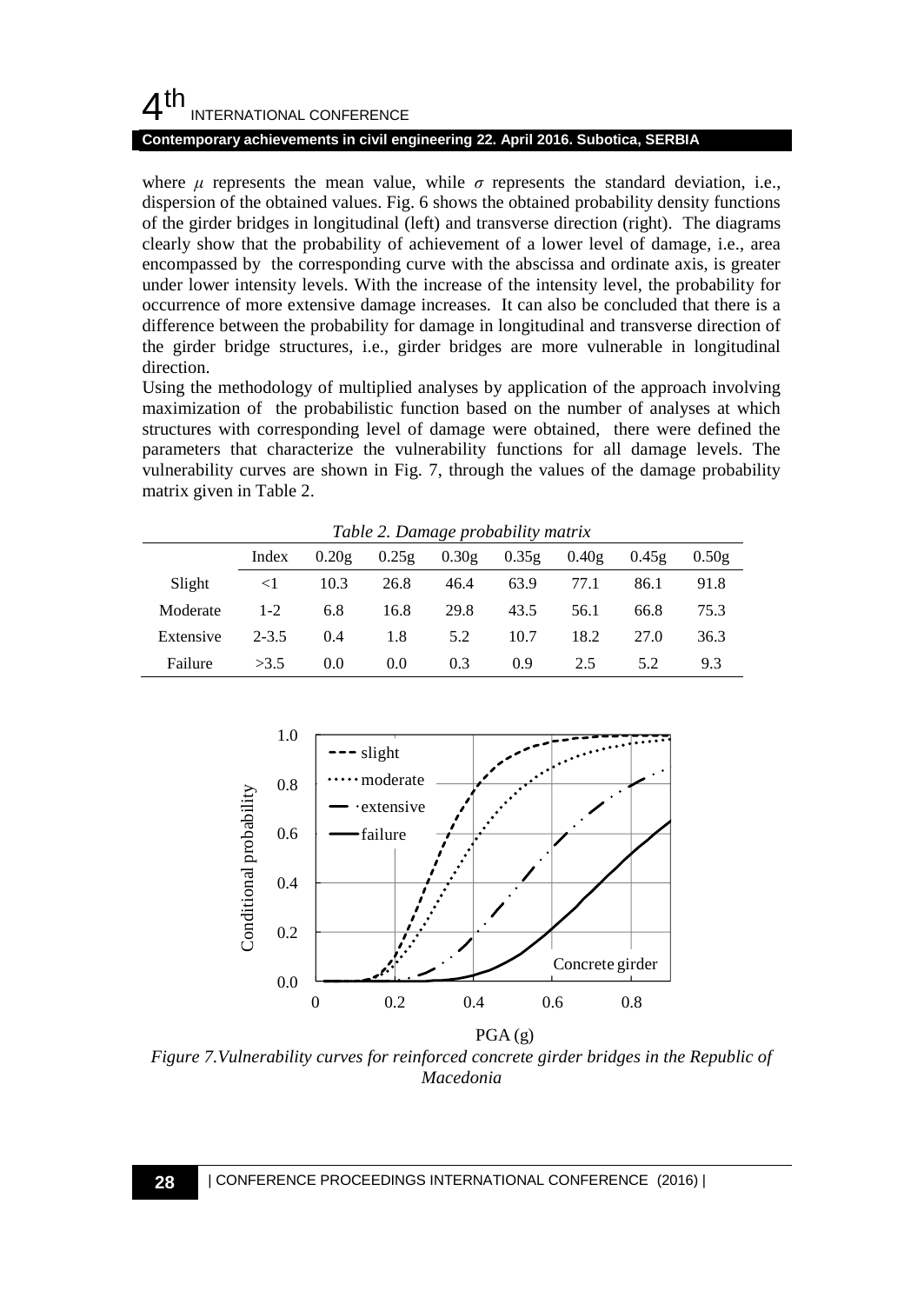where $\mu$ represents the mean value, while $\sigma$ represents the standard deviation, i.e., dispersion of the obtained values. Fig. 6 shows the obtained probability density functions of the girder bridges in longitudinal (left) and transverse direction (right). The diagrams clearly show that the probability of achievement of a lower level of damage, i.e., area encompassed by the corresponding curve with the abscissa and ordinate axis, is greater under lower intensity levels. With the increase of the intensity level, the probability for occurrence of more extensive damage increases. It can also be concluded that there is a difference between the probability for damage in longitudinal and transverse direction of the girder bridge structures, i.e., girder bridges are more vulnerable in longitudinal direction.

Using the methodology of multiplied analyses by application of the approach involving maximization of the probabilistic function based on the number of analyses at which structures with corresponding level of damage were obtained, there were defined the parameters that characterize the vulnerability functions for all damage levels. The vulnerability curves are shown in Fig. 7, through the values of the damage probability matrix given in Table 2.

*Table 2. Damage probability matrix*

| | Index | 0.20g | 0.25g | 0.30g | 0.35g | 0.40g | 0.45g | 0.50g |
|---|---|---|---|---|---|---|---|---|
| Slight | <1 | 10.3 | 26.8 | 46.4 | 63.9 | 77.1 | 86.1 | 91.8 |
| Moderate | 1-2 | 6.8 | 16.8 | 29.8 | 43.5 | 56.1 | 66.8 | 75.3 |
| Extensive | 2-3.5 | 0.4 | 1.8 | 5.2 | 10.7 | 18.2 | 27.0 | 36.3 |
| Failure | >3.5 | 0.0 | 0.0 | 0.3 | 0.9 | 2.5 | 5.2 | 9.3 |

*Figure 7.Vulnerability curves for reinforced concrete girder bridges in the Republic of Macedonia*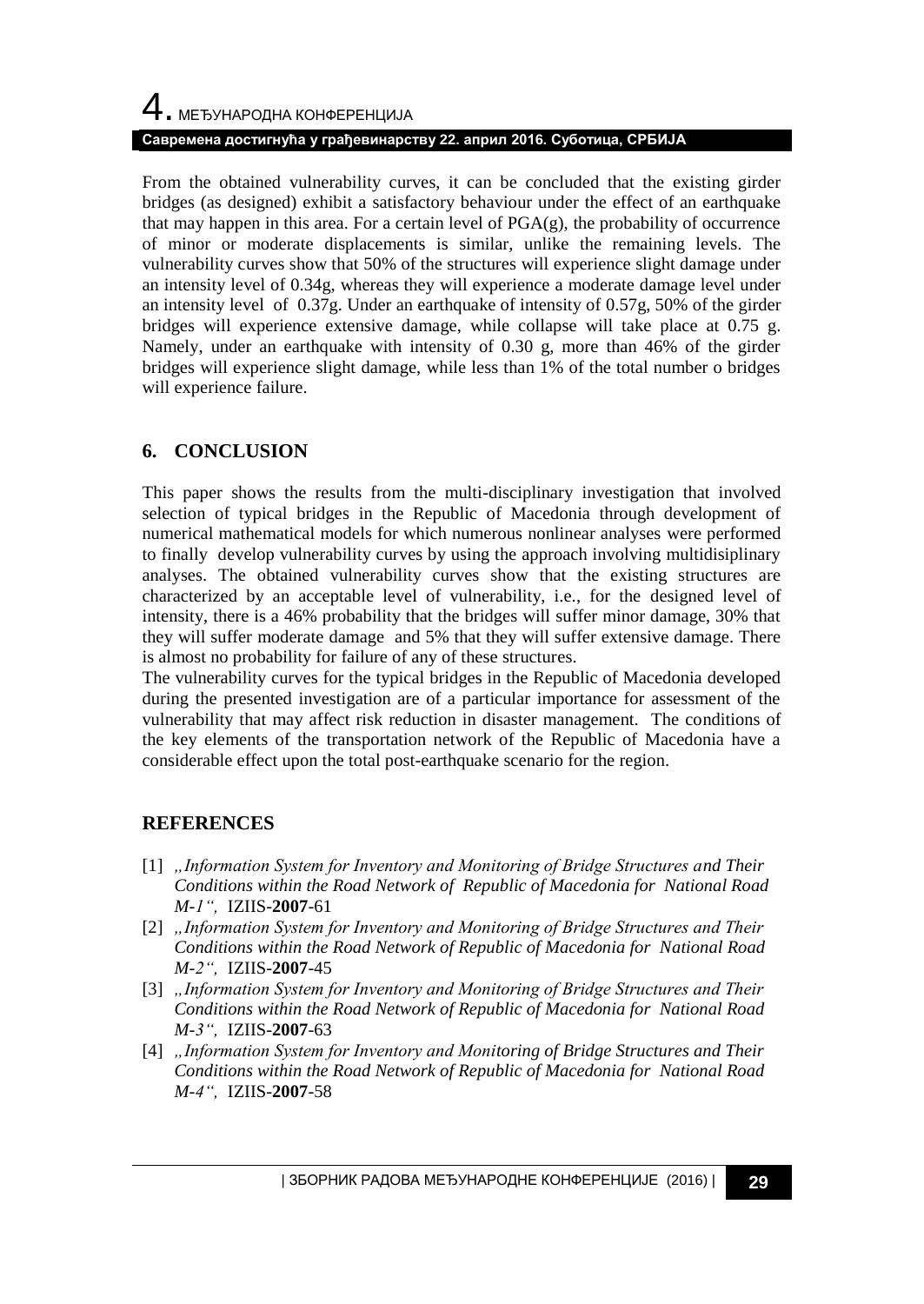From the obtained vulnerability curves, it can be concluded that the existing girder bridges (as designed) exhibit a satisfactory behaviour under the effect of an earthquake that may happen in this area. For a certain level of PGA(g), the probability of occurrence of minor or moderate displacements is similar, unlike the remaining levels. The vulnerability curves show that 50% of the structures will experience slight damage under an intensity level of 0.34g, whereas they will experience a moderate damage level under an intensity level of 0.37g. Under an earthquake of intensity of 0.57g, 50% of the girder bridges will experience extensive damage, while collapse will take place at 0.75 g. Namely, under an earthquake with intensity of 0.30 g, more than 46% of the girder bridges will experience slight damage, while less than 1% of the total number o bridges will experience failure.

## 6. CONCLUSION

This paper shows the results from the multi-disciplinary investigation that involved selection of typical bridges in the Republic of Macedonia through development of numerical mathematical models for which numerous nonlinear analyses were performed to finally develop vulnerability curves by using the approach involving multidisiplinary analyses. The obtained vulnerability curves show that the existing structures are characterized by an acceptable level of vulnerability, i.e., for the designed level of intensity, there is a 46% probability that the bridges will suffer minor damage, 30% that they will suffer moderate damage and 5% that they will suffer extensive damage. There is almost no probability for failure of any of these structures.

The vulnerability curves for the typical bridges in the Republic of Macedonia developed during the presented investigation are of a particular importance for assessment of the vulnerability that may affect risk reduction in disaster management. The conditions of the key elements of the transportation network of the Republic of Macedonia have a considerable effect upon the total post-earthquake scenario for the region.

## REFERENCES

[1] *„Information System for Inventory and Monitoring of Bridge Structures and Their Conditions within the Road Network of Republic of Macedonia for National Road M-1“,* IZIIS-**2007**-61

[2] *„Information System for Inventory and Monitoring of Bridge Structures and Their Conditions within the Road Network of Republic of Macedonia for National Road M-2“,* IZIIS-**2007**-45

[3] *„Information System for Inventory and Monitoring of Bridge Structures and Their Conditions within the Road Network of Republic of Macedonia for National Road M-3“,* IZIIS-**2007**-63

[4] *„Information System for Inventory and Monitoring of Bridge Structures and Their Conditions within the Road Network of Republic of Macedonia for National Road M-4“,* IZIIS-**2007**-58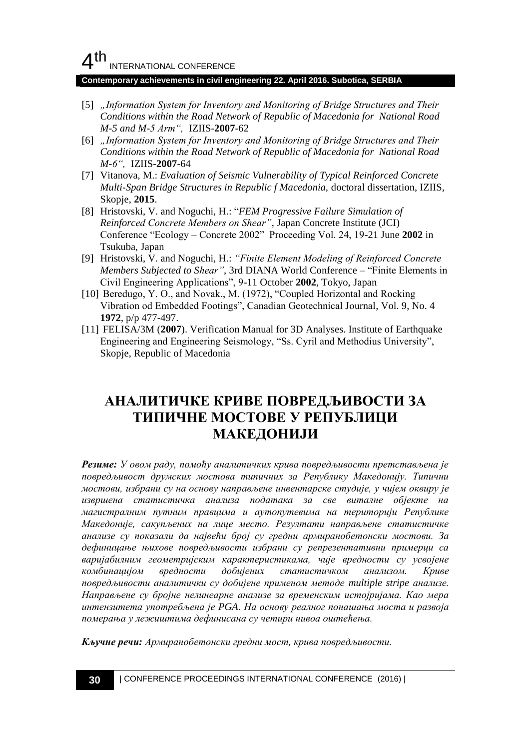[5] *„Information System for Inventory and Monitoring of Bridge Structures and Their Conditions within the Road Network of Republic of Macedonia for National Road M-5 and M-5 Arm“,* IZIIS-**2007**-62

[6] *„Information System for Inventory and Monitoring of Bridge Structures and Their Conditions within the Road Network of Republic of Macedonia for National Road M-6“,* IZIIS-**2007**-64

[7] Vitanova, M.: *Evaluation of Seismic Vulnerability of Typical Reinforced Concrete Multi-Span Bridge Structures in Republic f Macedonia,* doctoral dissertation, IZIIS, Skopje, **2015**.

[8] Hristovski, V. and Noguchi, H.: "*FEM Progressive Failure Simulation of Reinforced Concrete Members on Shear"*, Japan Concrete Institute (JCI) Conference "Ecology – Concrete 2002" Proceeding Vol. 24, 19-21 June **2002** in Tsukuba, Japan

[9] Hristovski, V. and Noguchi, H.: *"Finite Element Modeling of Reinforced Concrete Members Subjected to Shear"*, 3rd DIANA World Conference – "Finite Elements in Civil Engineering Applications", 9-11 October **2002**, Tokyo, Japan

[10] Beredugo, Y. O., and Novak., M. (1972), "Coupled Horizontal and Rocking Vibration od Embedded Footings", Canadian Geotechnical Journal, Vol. 9, No. 4 **1972**, p/p 477-497.

[11] FELISA/3M (**2007**). Verification Manual for 3D Analyses. Institute of Earthquake Engineering and Engineering Seismology, "Ss. Cyril and Methodius University", Skopje, Republic of Macedonia

# АНАЛИТИЧКЕ КРИВЕ ПОВРЕДЉИВОСТИ ЗА ТИПИЧНЕ МОСТОВЕ У РЕПУБЛИЦИ МАКЕДОНИЈИ

***Резиме:*** *У овом раду, помоћу аналитичких крива повредљивости претстављена је повредљивост друмских мостова типичних за Републику Македонију. Типични мостови, избрани су на основу направљене инвентарске студије, у чијем оквиру је извршена статистичка анализа података за све виталне објекте на магистралним путним правцима и аутопутевима на територији Републике Македоније, сакупљених на лице место. Резултати направљене статистичке анализе су показали да највећи број су гредни армиранобетонски мостови. За дефиницање њихове повредљивости избрани су репрезентативни примерци са варијабилним геометријским карактеристикама, чије вредности су усвојене комбинацијом вредности добијених статистичком анализом. Криве повредљивости аналитички су добијене применом методе multiple stripe анализе. Направљене су бројне нелинеарне анализе за временским истојријама. Као мера интензитета употребљена је PGA. На основу реалног понашања моста и развоја померања у лежиштима дефинисана су четири нивоа оштећења.*

***Кључне речи:*** *Армиранобетонски гредни мост, крива повредљивости.*